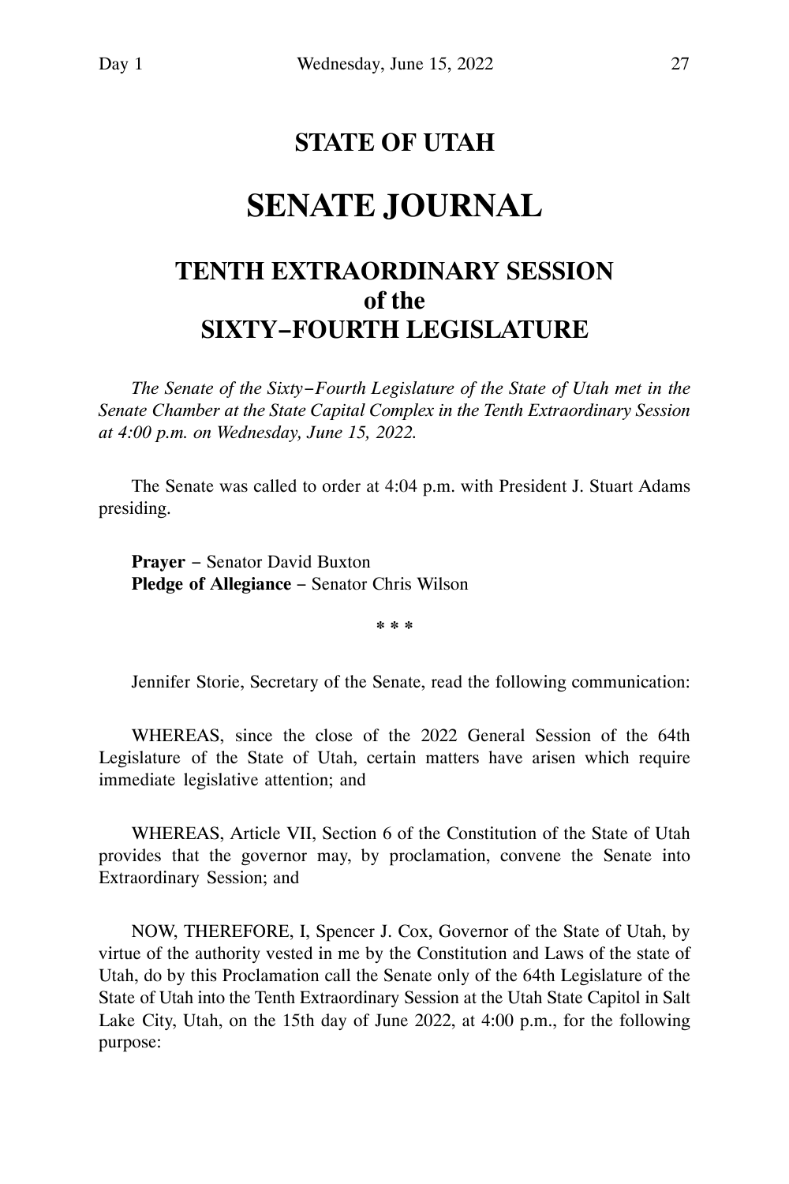# STATE OF UTAH

# SENATE JOURNAL

## TENTH EXTRAORDINARY SESSION of the SIXTY-FOURTH LEGISLATURE

*The Senate of the Sixty-Fourth Legislature of the State of Utah met in the Senate Chamber at the State Capital Complex in the Tenth Extraordinary Session at 4:00 p.m. on Wednesday, June 15, 2022.*

The Senate was called to order at 4:04 p.m. with President J. Stuart Adams presiding.

**Prayer** – Senator David Buxton
**Pledge of Allegiance** – Senator Chris Wilson

\* \* \*

Jennifer Storie, Secretary of the Senate, read the following communication:

WHEREAS, since the close of the 2022 General Session of the 64th Legislature of the State of Utah, certain matters have arisen which require immediate legislative attention; and

WHEREAS, Article VII, Section 6 of the Constitution of the State of Utah provides that the governor may, by proclamation, convene the Senate into Extraordinary Session; and

NOW, THEREFORE, I, Spencer J. Cox, Governor of the State of Utah, by virtue of the authority vested in me by the Constitution and Laws of the state of Utah, do by this Proclamation call the Senate only of the 64th Legislature of the State of Utah into the Tenth Extraordinary Session at the Utah State Capitol in Salt Lake City, Utah, on the 15th day of June 2022, at 4:00 p.m., for the following purpose: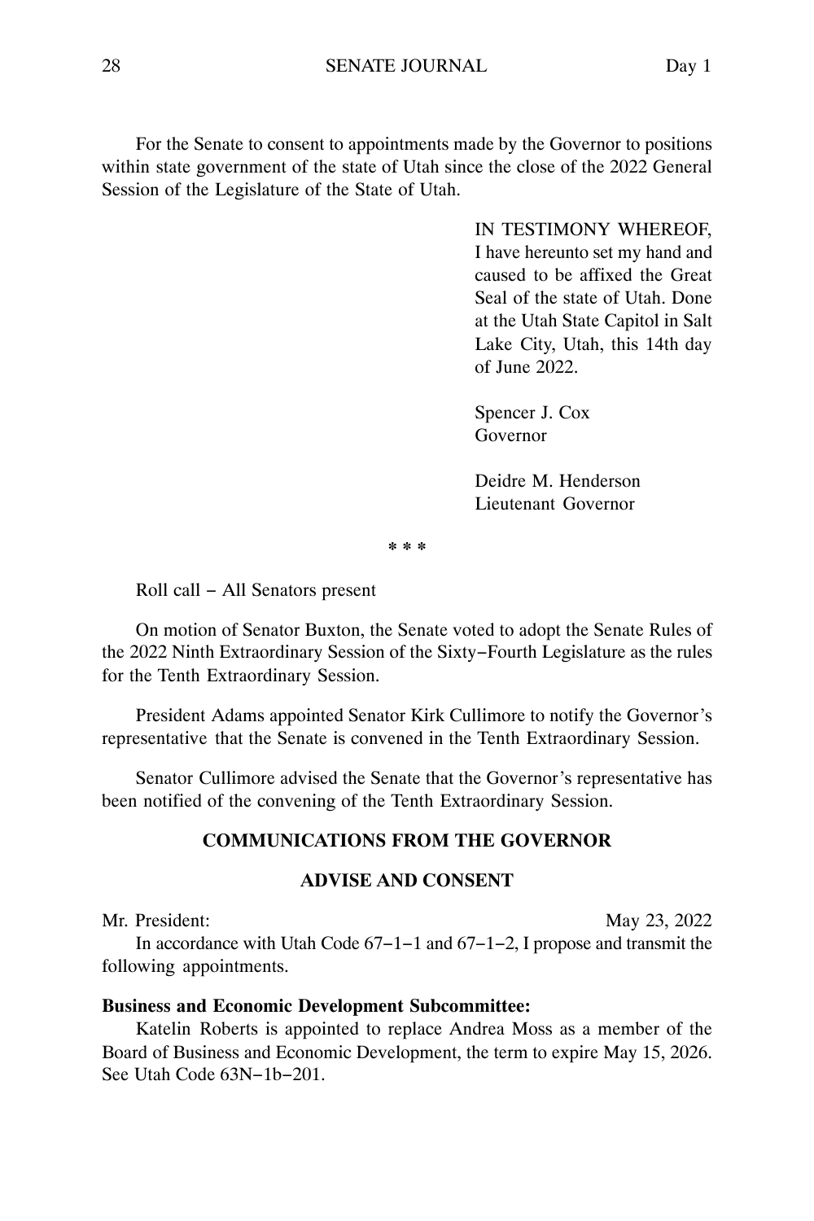For the Senate to consent to appointments made by the Governor to positions within state government of the state of Utah since the close of the 2022 General Session of the Legislature of the State of Utah.

IN TESTIMONY WHEREOF, I have hereunto set my hand and caused to be affixed the Great Seal of the state of Utah. Done at the Utah State Capitol in Salt Lake City, Utah, this 14th day of June 2022.

Spencer J. Cox
Governor

Deidre M. Henderson
Lieutenant Governor

\* \* \*

Roll call – All Senators present

On motion of Senator Buxton, the Senate voted to adopt the Senate Rules of the 2022 Ninth Extraordinary Session of the Sixty–Fourth Legislature as the rules for the Tenth Extraordinary Session.

President Adams appointed Senator Kirk Cullimore to notify the Governor's representative that the Senate is convened in the Tenth Extraordinary Session.

Senator Cullimore advised the Senate that the Governor's representative has been notified of the convening of the Tenth Extraordinary Session.

## COMMUNICATIONS FROM THE GOVERNOR

### ADVISE AND CONSENT

Mr. President: May 23, 2022

In accordance with Utah Code 67–1–1 and 67–1–2, I propose and transmit the following appointments.

**Business and Economic Development Subcommittee:**

Katelin Roberts is appointed to replace Andrea Moss as a member of the Board of Business and Economic Development, the term to expire May 15, 2026. See Utah Code 63N–1b–201.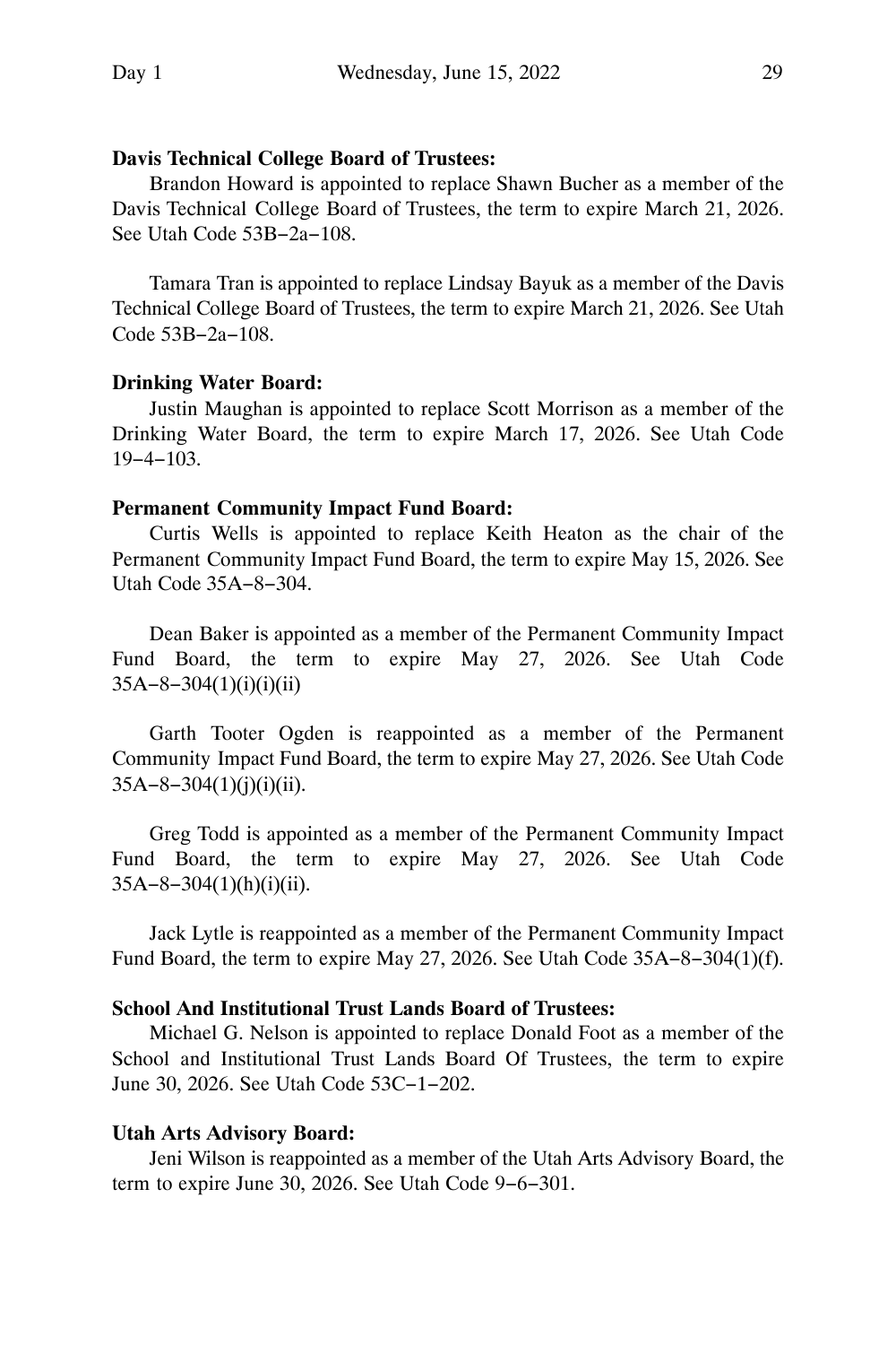**Davis Technical College Board of Trustees:**

Brandon Howard is appointed to replace Shawn Bucher as a member of the Davis Technical College Board of Trustees, the term to expire March 21, 2026. See Utah Code 53B−2a−108.

Tamara Tran is appointed to replace Lindsay Bayuk as a member of the Davis Technical College Board of Trustees, the term to expire March 21, 2026. See Utah Code 53B−2a−108.

**Drinking Water Board:**

Justin Maughan is appointed to replace Scott Morrison as a member of the Drinking Water Board, the term to expire March 17, 2026. See Utah Code 19−4−103.

**Permanent Community Impact Fund Board:**

Curtis Wells is appointed to replace Keith Heaton as the chair of the Permanent Community Impact Fund Board, the term to expire May 15, 2026. See Utah Code 35A−8−304.

Dean Baker is appointed as a member of the Permanent Community Impact Fund Board, the term to expire May 27, 2026. See Utah Code 35A−8−304(1)(i)(i)(ii)

Garth Tooter Ogden is reappointed as a member of the Permanent Community Impact Fund Board, the term to expire May 27, 2026. See Utah Code 35A−8−304(1)(j)(i)(ii).

Greg Todd is appointed as a member of the Permanent Community Impact Fund Board, the term to expire May 27, 2026. See Utah Code 35A−8−304(1)(h)(i)(ii).

Jack Lytle is reappointed as a member of the Permanent Community Impact Fund Board, the term to expire May 27, 2026. See Utah Code 35A−8−304(1)(f).

**School And Institutional Trust Lands Board of Trustees:**

Michael G. Nelson is appointed to replace Donald Foot as a member of the School and Institutional Trust Lands Board Of Trustees, the term to expire June 30, 2026. See Utah Code 53C−1−202.

**Utah Arts Advisory Board:**

Jeni Wilson is reappointed as a member of the Utah Arts Advisory Board, the term to expire June 30, 2026. See Utah Code 9−6−301.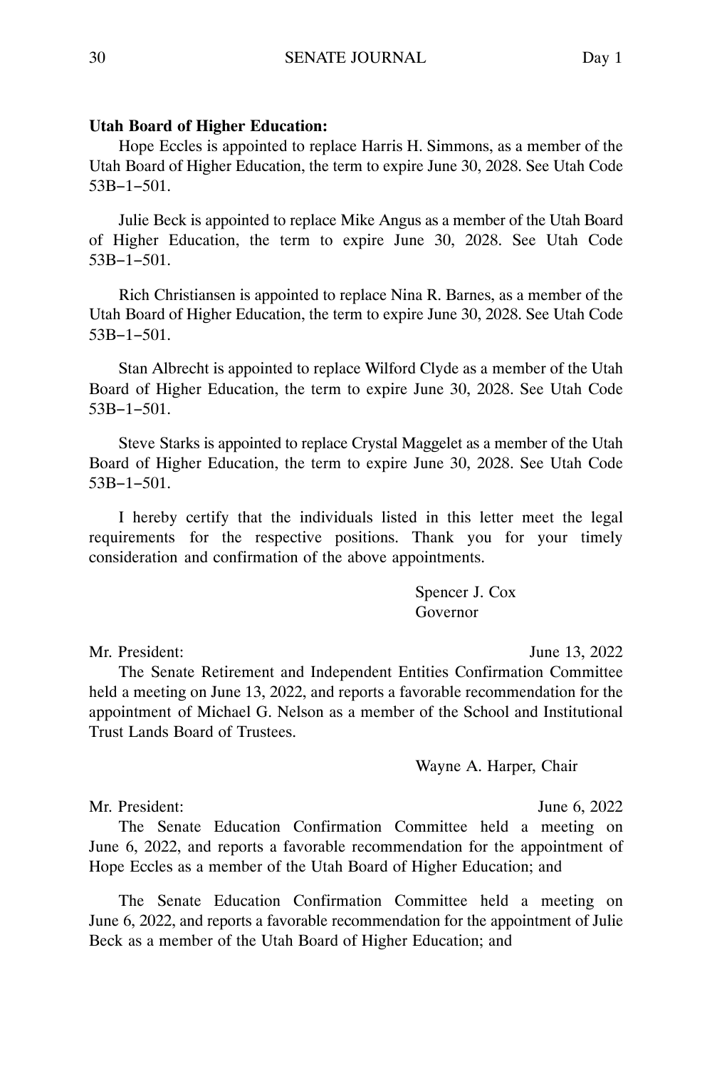**Utah Board of Higher Education:**

Hope Eccles is appointed to replace Harris H. Simmons, as a member of the Utah Board of Higher Education, the term to expire June 30, 2028. See Utah Code 53B-1-501.

Julie Beck is appointed to replace Mike Angus as a member of the Utah Board of Higher Education, the term to expire June 30, 2028. See Utah Code 53B-1-501.

Rich Christiansen is appointed to replace Nina R. Barnes, as a member of the Utah Board of Higher Education, the term to expire June 30, 2028. See Utah Code 53B-1-501.

Stan Albrecht is appointed to replace Wilford Clyde as a member of the Utah Board of Higher Education, the term to expire June 30, 2028. See Utah Code 53B-1-501.

Steve Starks is appointed to replace Crystal Maggelet as a member of the Utah Board of Higher Education, the term to expire June 30, 2028. See Utah Code 53B-1-501.

I hereby certify that the individuals listed in this letter meet the legal requirements for the respective positions. Thank you for your timely consideration and confirmation of the above appointments.

Spencer J. Cox
Governor

Mr. President: June 13, 2022

The Senate Retirement and Independent Entities Confirmation Committee held a meeting on June 13, 2022, and reports a favorable recommendation for the appointment of Michael G. Nelson as a member of the School and Institutional Trust Lands Board of Trustees.

Wayne A. Harper, Chair

Mr. President: June 6, 2022

The Senate Education Confirmation Committee held a meeting on June 6, 2022, and reports a favorable recommendation for the appointment of Hope Eccles as a member of the Utah Board of Higher Education; and

The Senate Education Confirmation Committee held a meeting on June 6, 2022, and reports a favorable recommendation for the appointment of Julie Beck as a member of the Utah Board of Higher Education; and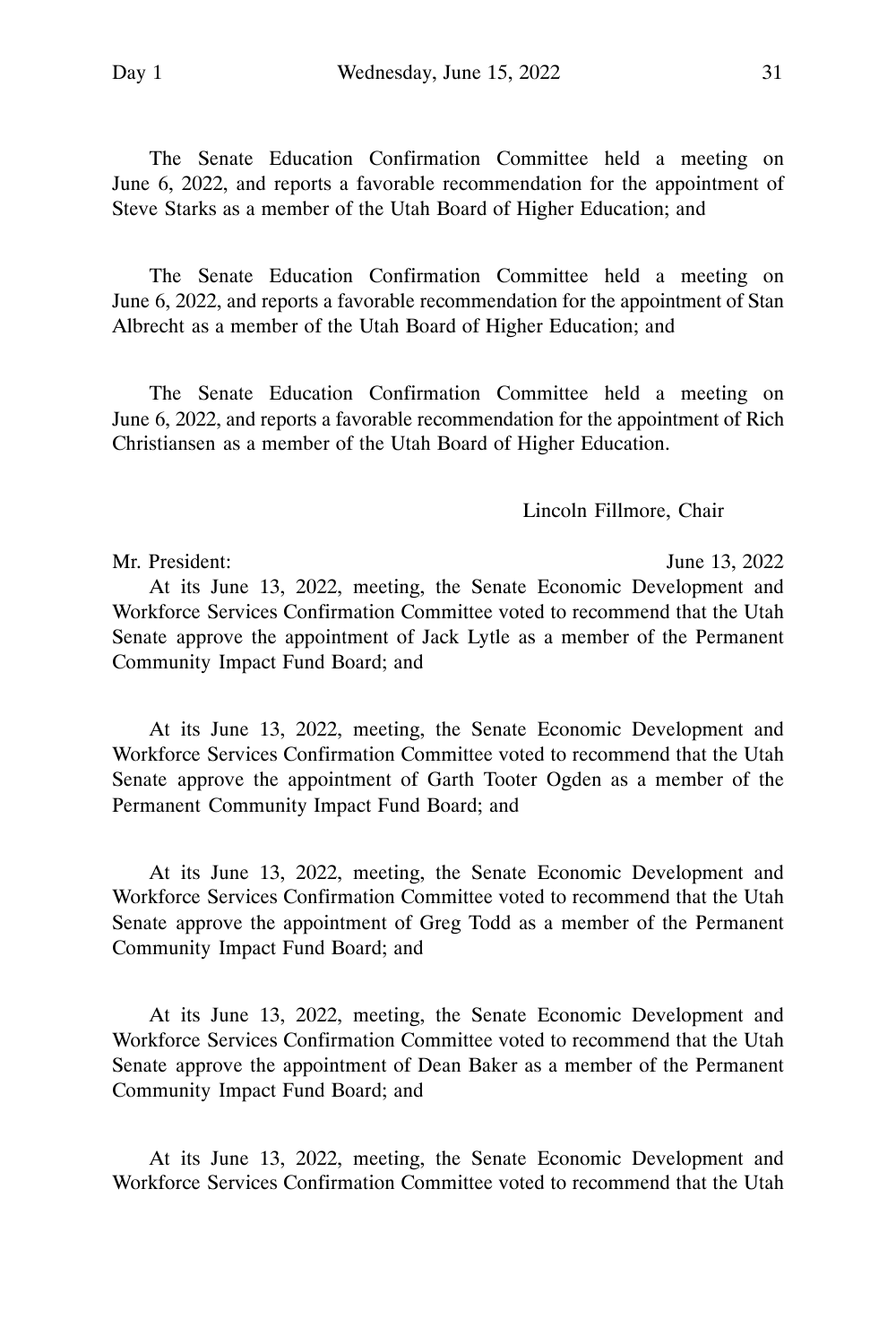The Senate Education Confirmation Committee held a meeting on June 6, 2022, and reports a favorable recommendation for the appointment of Steve Starks as a member of the Utah Board of Higher Education; and

The Senate Education Confirmation Committee held a meeting on June 6, 2022, and reports a favorable recommendation for the appointment of Stan Albrecht as a member of the Utah Board of Higher Education; and

The Senate Education Confirmation Committee held a meeting on June 6, 2022, and reports a favorable recommendation for the appointment of Rich Christiansen as a member of the Utah Board of Higher Education.

Lincoln Fillmore, Chair

Mr. President: June 13, 2022

At its June 13, 2022, meeting, the Senate Economic Development and Workforce Services Confirmation Committee voted to recommend that the Utah Senate approve the appointment of Jack Lytle as a member of the Permanent Community Impact Fund Board; and

At its June 13, 2022, meeting, the Senate Economic Development and Workforce Services Confirmation Committee voted to recommend that the Utah Senate approve the appointment of Garth Tooter Ogden as a member of the Permanent Community Impact Fund Board; and

At its June 13, 2022, meeting, the Senate Economic Development and Workforce Services Confirmation Committee voted to recommend that the Utah Senate approve the appointment of Greg Todd as a member of the Permanent Community Impact Fund Board; and

At its June 13, 2022, meeting, the Senate Economic Development and Workforce Services Confirmation Committee voted to recommend that the Utah Senate approve the appointment of Dean Baker as a member of the Permanent Community Impact Fund Board; and

At its June 13, 2022, meeting, the Senate Economic Development and Workforce Services Confirmation Committee voted to recommend that the Utah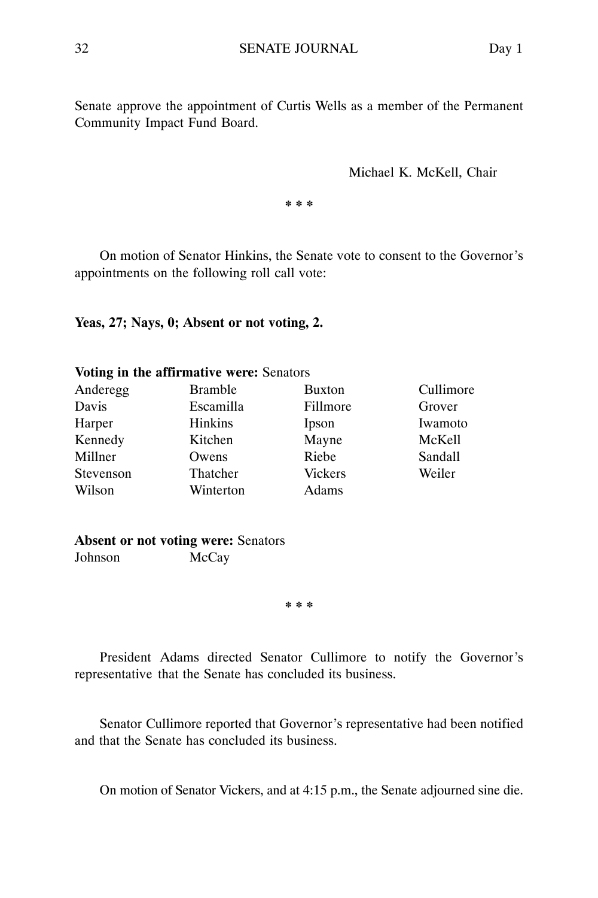Senate approve the appointment of Curtis Wells as a member of the Permanent Community Impact Fund Board.

Michael K. McKell, Chair

\* \* \*

On motion of Senator Hinkins, the Senate vote to consent to the Governor's appointments on the following roll call vote:

**Yeas, 27; Nays, 0; Absent or not voting, 2.**

**Voting in the affirmative were:** Senators

| | | | |
|---|---|---|---|
| Anderegg | Bramble | Buxton | Cullimore |
| Davis | Escamilla | Fillmore | Grover |
| Harper | Hinkins | Ipson | Iwamoto |
| Kennedy | Kitchen | Mayne | McKell |
| Millner | Owens | Riebe | Sandall |
| Stevenson | Thatcher | Vickers | Weiler |
| Wilson | Winterton | Adams | |

**Absent or not voting were:** Senators

| | |
|---|---|
| Johnson | McCay |

\* \* \*

President Adams directed Senator Cullimore to notify the Governor's representative that the Senate has concluded its business.

Senator Cullimore reported that Governor's representative had been notified and that the Senate has concluded its business.

On motion of Senator Vickers, and at 4:15 p.m., the Senate adjourned sine die.